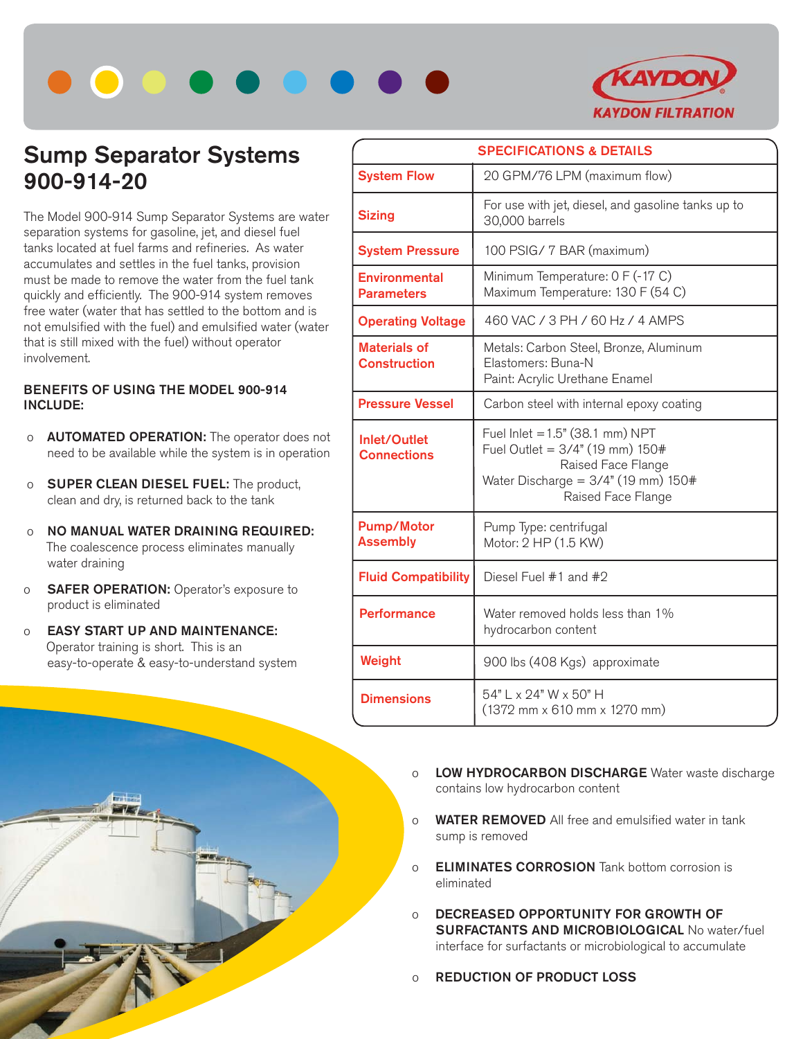KAYDON FILTRATION

# Sump Separator Systems 900-914-20

The Model 900-914 Sump Separator Systems are water separation systems for gasoline, jet, and diesel fuel tanks located at fuel farms and refineries. As water accumulates and settles in the fuel tanks, provision must be made to remove the water from the fuel tank quickly and efficiently. The 900-914 system removes free water (water that has settled to the bottom and is not emulsified with the fuel) and emulsified water (water that is still mixed with the fuel) without operator involvement.

### BENEFITS OF USING THE MODEL 900-914 INCLUDE:

- **AUTOMATED OPERATION:** The operator does not need to be available while the system is in operation
- **SUPER CLEAN DIESEL FUEL:** The product, clean and dry, is returned back to the tank
- **NO MANUAL WATER DRAINING REQUIRED:** The coalescence process eliminates manually water draining
- **SAFER OPERATION:** Operator's exposure to product is eliminated
- **EASY START UP AND MAINTENANCE:** Operator training is short. This is an easy-to-operate & easy-to-understand system

| SPECIFICATIONS & DETAILS | |
|---|---|
| System Flow | 20 GPM/76 LPM (maximum flow) |
| Sizing | For use with jet, diesel, and gasoline tanks up to 30,000 barrels |
| System Pressure | 100 PSIG/ 7 BAR (maximum) |
| Environmental Parameters | Minimum Temperature: 0 F (-17 C)<br>Maximum Temperature: 130 F (54 C) |
| Operating Voltage | 460 VAC / 3 PH / 60 Hz / 4 AMPS |
| Materials of Construction | Metals: Carbon Steel, Bronze, Aluminum<br>Elastomers: Buna-N<br>Paint: Acrylic Urethane Enamel |
| Pressure Vessel | Carbon steel with internal epoxy coating |
| Inlet/Outlet Connections | Fuel Inlet =1.5" (38.1 mm) NPT<br>Fuel Outlet = 3/4" (19 mm) 150# Raised Face Flange<br>Water Discharge = 3/4" (19 mm) 150# Raised Face Flange |
| Pump/Motor Assembly | Pump Type: centrifugal<br>Motor: 2 HP (1.5 KW) |
| Fluid Compatibility | Diesel Fuel #1 and #2 |
| Performance | Water removed holds less than 1% hydrocarbon content |
| Weight | 900 lbs (408 Kgs) approximate |
| Dimensions | 54" L x 24" W x 50" H<br>(1372 mm x 610 mm x 1270 mm) |

- **LOW HYDROCARBON DISCHARGE** Water waste discharge contains low hydrocarbon content
- **WATER REMOVED** All free and emulsified water in tank sump is removed
- **ELIMINATES CORROSION** Tank bottom corrosion is eliminated
- **DECREASED OPPORTUNITY FOR GROWTH OF SURFACTANTS AND MICROBIOLOGICAL** No water/fuel interface for surfactants or microbiological to accumulate
- **REDUCTION OF PRODUCT LOSS**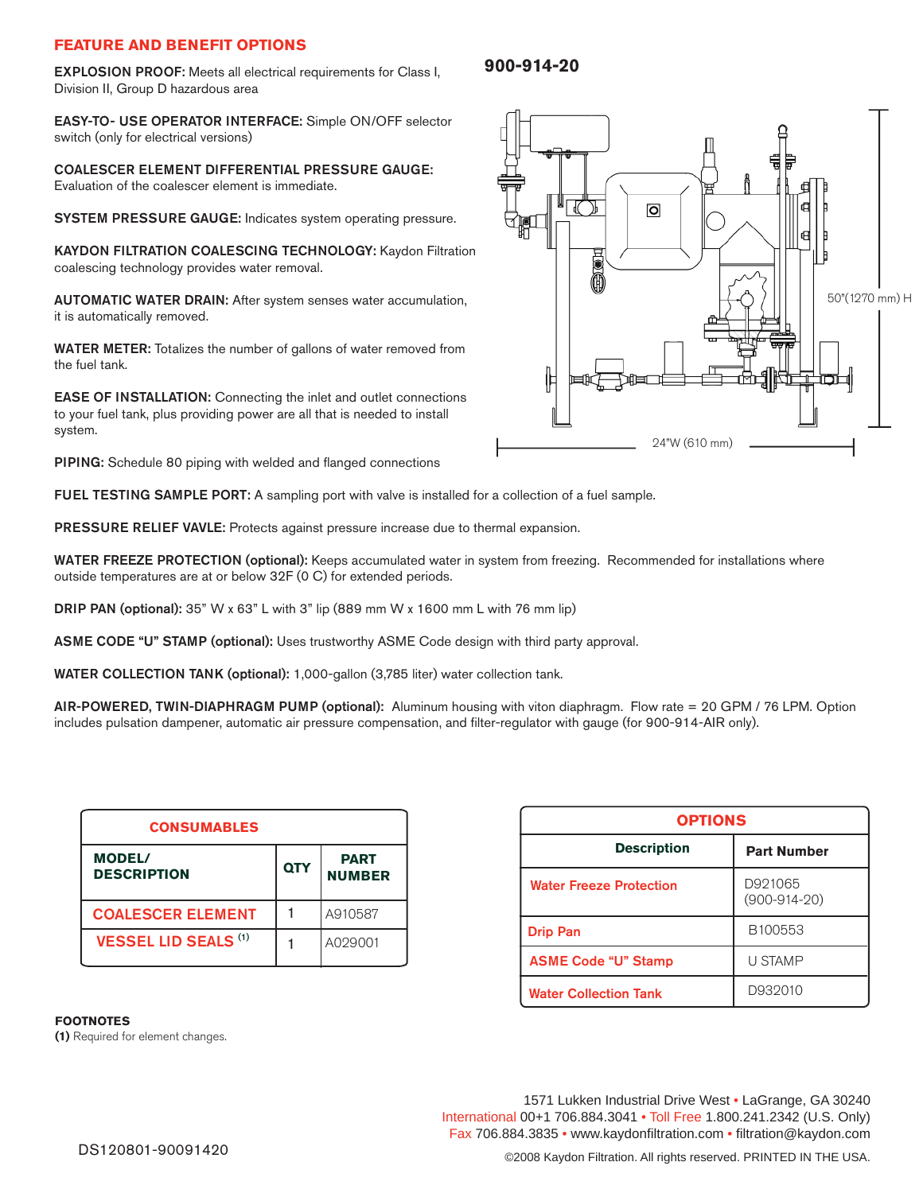## FEATURE AND BENEFIT OPTIONS

**900-914-20**

**EXPLOSION PROOF:** Meets all electrical requirements for Class I, Division II, Group D hazardous area

**EASY-TO- USE OPERATOR INTERFACE:** Simple ON/OFF selector switch (only for electrical versions)

**COALESCER ELEMENT DIFFERENTIAL PRESSURE GAUGE:** Evaluation of the coalescer element is immediate.

**SYSTEM PRESSURE GAUGE:** Indicates system operating pressure.

**KAYDON FILTRATION COALESCING TECHNOLOGY:** Kaydon Filtration coalescing technology provides water removal.

**AUTOMATIC WATER DRAIN:** After system senses water accumulation, it is automatically removed.

**WATER METER:** Totalizes the number of gallons of water removed from the fuel tank.

**EASE OF INSTALLATION:** Connecting the inlet and outlet connections to your fuel tank, plus providing power are all that is needed to install system.

**PIPING:** Schedule 80 piping with welded and flanged connections

50"(1270 mm) H

24"W (610 mm)

**FUEL TESTING SAMPLE PORT:** A sampling port with valve is installed for a collection of a fuel sample.

**PRESSURE RELIEF VAVLE:** Protects against pressure increase due to thermal expansion.

**WATER FREEZE PROTECTION (optional):** Keeps accumulated water in system from freezing. Recommended for installations where outside temperatures are at or below 32F (0 C) for extended periods.

**DRIP PAN (optional):** 35" W x 63" L with 3" lip (889 mm W x 1600 mm L with 76 mm lip)

**ASME CODE "U" STAMP (optional):** Uses trustworthy ASME Code design with third party approval.

**WATER COLLECTION TANK (optional):** 1,000-gallon (3,785 liter) water collection tank.

**AIR-POWERED, TWIN-DIAPHRAGM PUMP (optional):** Aluminum housing with viton diaphragm. Flow rate = 20 GPM / 76 LPM. Option includes pulsation dampener, automatic air pressure compensation, and filter-regulator with gauge (for 900-914-AIR only).

### CONSUMABLES

| MODEL/ DESCRIPTION | QTY | PART NUMBER |
|---|---|---|
| COALESCER ELEMENT | 1 | A910587 |
| VESSEL LID SEALS [1] | 1 | A029001 |

### OPTIONS

| Description | Part Number |
|---|---|
| Water Freeze Protection | D921065 (900-914-20) |
| Drip Pan | B100553 |
| ASME Code "U" Stamp | U STAMP |
| Water Collection Tank | D932010 |

**FOOTNOTES**
**(1)** Required for element changes.

1571 Lukken Industrial Drive West • LaGrange, GA 30240
International 00+1 706.884.3041 • Toll Free 1.800.241.2342 (U.S. Only)
Fax 706.884.3835 • www.kaydonfiltration.com • filtration@kaydon.com

DS120801-90091420

©2008 Kaydon Filtration. All rights reserved. PRINTED IN THE USA.